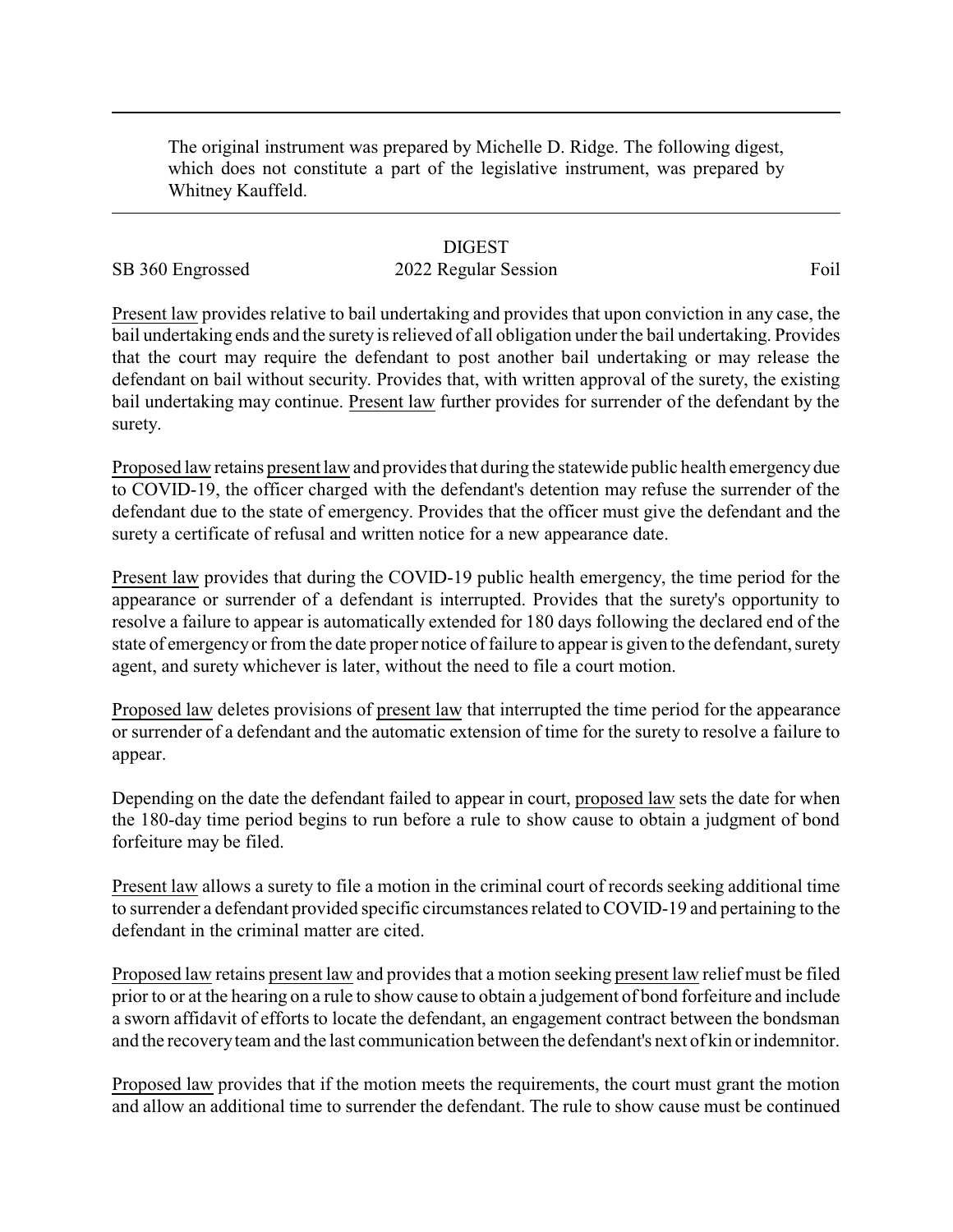The original instrument was prepared by Michelle D. Ridge. The following digest, which does not constitute a part of the legislative instrument, was prepared by Whitney Kauffeld.

DIGEST

SB 360 Engrossed 2022 Regular Session Foil

Present law provides relative to bail undertaking and provides that upon conviction in any case, the bail undertaking ends and the surety is relieved of all obligation under the bail undertaking. Provides that the court may require the defendant to post another bail undertaking or may release the defendant on bail without security. Provides that, with written approval of the surety, the existing bail undertaking may continue. Present law further provides for surrender of the defendant by the surety.

Proposed law retains present law and provides that during the statewide public health emergency due to COVID-19, the officer charged with the defendant's detention may refuse the surrender of the defendant due to the state of emergency. Provides that the officer must give the defendant and the surety a certificate of refusal and written notice for a new appearance date.

Present law provides that during the COVID-19 public health emergency, the time period for the appearance or surrender of a defendant is interrupted. Provides that the surety's opportunity to resolve a failure to appear is automatically extended for 180 days following the declared end of the state of emergency or from the date proper notice of failure to appear is given to the defendant, surety agent, and surety whichever is later, without the need to file a court motion.

Proposed law deletes provisions of present law that interrupted the time period for the appearance or surrender of a defendant and the automatic extension of time for the surety to resolve a failure to appear.

Depending on the date the defendant failed to appear in court, proposed law sets the date for when the 180-day time period begins to run before a rule to show cause to obtain a judgment of bond forfeiture may be filed.

Present law allows a surety to file a motion in the criminal court of records seeking additional time to surrender a defendant provided specific circumstances related to COVID-19 and pertaining to the defendant in the criminal matter are cited.

Proposed law retains present law and provides that a motion seeking present law relief must be filed prior to or at the hearing on a rule to show cause to obtain a judgement of bond forfeiture and include a sworn affidavit of efforts to locate the defendant, an engagement contract between the bondsman and the recovery team and the last communication between the defendant's next of kin or indemnitor.

Proposed law provides that if the motion meets the requirements, the court must grant the motion and allow an additional time to surrender the defendant. The rule to show cause must be continued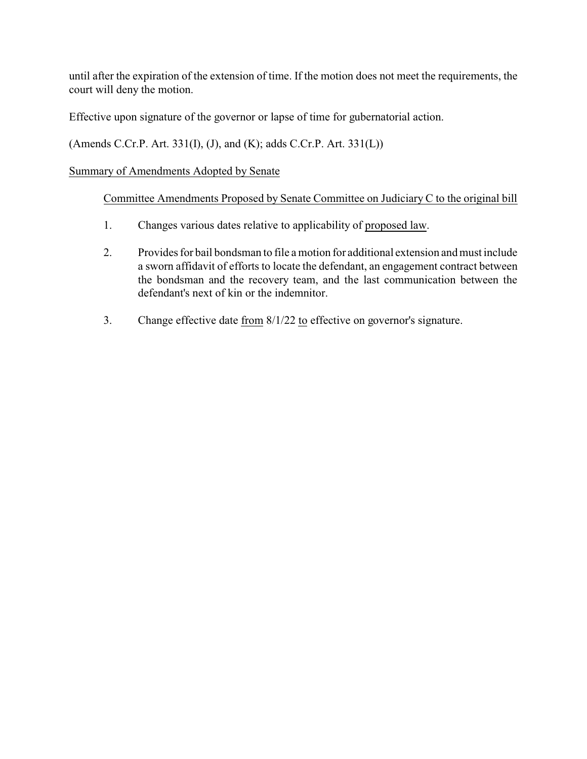until after the expiration of the extension of time. If the motion does not meet the requirements, the court will deny the motion.

Effective upon signature of the governor or lapse of time for gubernatorial action.

(Amends C.Cr.P. Art. 331(I), (J), and (K); adds C.Cr.P. Art. 331(L))

<u>Summary of Amendments Adopted by Senate</u>

<u>Committee Amendments Proposed by Senate Committee on Judiciary C to the original bill</u>

1. Changes various dates relative to applicability of <u>proposed law</u>.

2. Provides for bail bondsman to file a motion for additional extension and must include a sworn affidavit of efforts to locate the defendant, an engagement contract between the bondsman and the recovery team, and the last communication between the defendant's next of kin or the indemnitor.

3. Change effective date <u>from</u> 8/1/22 <u>to</u> effective on governor's signature.